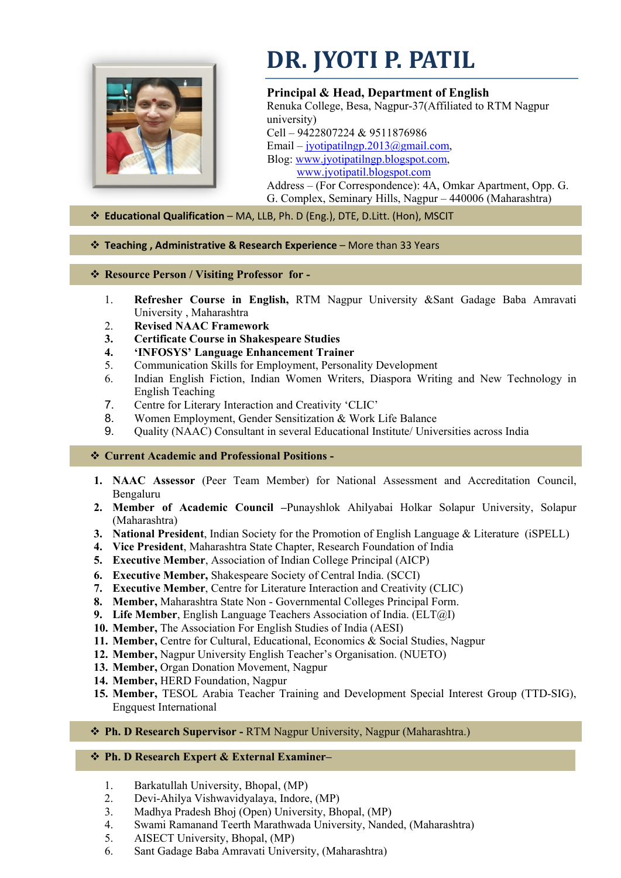# DR. JYOTI P. PATIL

**Principal & Head, Department of English**
Renuka College, Besa, Nagpur-37(Affiliated to RTM Nagpur university)
Cell – 9422807224 & 9511876986
Email – jyotipatilngp.2013@gmail.com,
Blog: www.jyotipatilngp.blogspot.com,
www.jyotipatil.blogspot.com
Address – (For Correspondence): 4A, Omkar Apartment, Opp. G. G. Complex, Seminary Hills, Nagpur – 440006 (Maharashtra)

## ❖ Educational Qualification – MA, LLB, Ph. D (Eng.), DTE, D.Litt. (Hon), MSCIT

## ❖ Teaching , Administrative & Research Experience – More than 33 Years

## ❖ Resource Person / Visiting Professor for -

1. **Refresher Course in English,** RTM Nagpur University &Sant Gadage Baba Amravati University , Maharashtra
2. **Revised NAAC Framework**
3. **Certificate Course in Shakespeare Studies**
4. **'INFOSYS' Language Enhancement Trainer**
5. Communication Skills for Employment, Personality Development
6. Indian English Fiction, Indian Women Writers, Diaspora Writing and New Technology in English Teaching
7. Centre for Literary Interaction and Creativity 'CLIC'
8. Women Employment, Gender Sensitization & Work Life Balance
9. Quality (NAAC) Consultant in several Educational Institute/ Universities across India

## ❖ Current Academic and Professional Positions -

1. **NAAC Assessor** (Peer Team Member) for National Assessment and Accreditation Council, Bengaluru
2. **Member of Academic Council** –Punayshlok Ahilyabai Holkar Solapur University, Solapur (Maharashtra)
3. **National President**, Indian Society for the Promotion of English Language & Literature (iSPELL)
4. **Vice President**, Maharashtra State Chapter, Research Foundation of India
5. **Executive Member**, Association of Indian College Principal (AICP)
6. **Executive Member,** Shakespeare Society of Central India. (SCCI)
7. **Executive Member**, Centre for Literature Interaction and Creativity (CLIC)
8. **Member,** Maharashtra State Non - Governmental Colleges Principal Form.
9. **Life Member**, English Language Teachers Association of India. (ELT@I)
10. **Member,** The Association For English Studies of India (AESI)
11. **Member,** Centre for Cultural, Educational, Economics & Social Studies, Nagpur
12. **Member,** Nagpur University English Teacher's Organisation. (NUETO)
13. **Member,** Organ Donation Movement, Nagpur
14. **Member,** HERD Foundation, Nagpur
15. **Member,** TESOL Arabia Teacher Training and Development Special Interest Group (TTD-SIG), Engquest International

## ❖ Ph. D Research Supervisor - RTM Nagpur University, Nagpur (Maharashtra.)

## ❖ Ph. D Research Expert & External Examiner–

1. Barkatullah University, Bhopal, (MP)
2. Devi-Ahilya Vishwavidyalaya, Indore, (MP)
3. Madhya Pradesh Bhoj (Open) University, Bhopal, (MP)
4. Swami Ramanand Teerth Marathwada University, Nanded, (Maharashtra)
5. AISECT University, Bhopal, (MP)
6. Sant Gadage Baba Amravati University, (Maharashtra)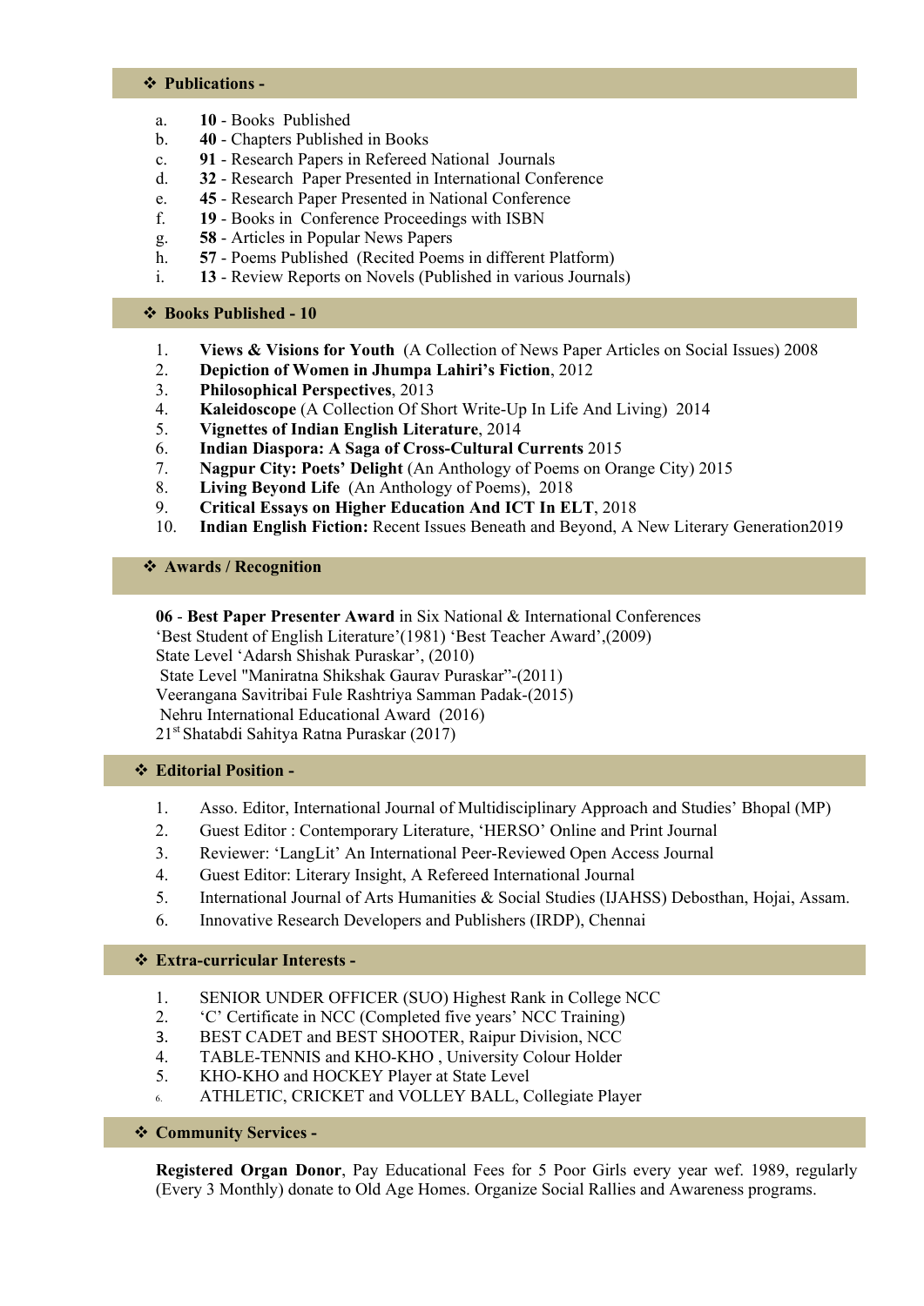## ❖ Publications -

a. **10** - Books Published
b. **40** - Chapters Published in Books
c. **91** - Research Papers in Refereed National Journals
d. **32** - Research Paper Presented in International Conference
e. **45** - Research Paper Presented in National Conference
f. **19** - Books in Conference Proceedings with ISBN
g. **58** - Articles in Popular News Papers
h. **57** - Poems Published (Recited Poems in different Platform)
i. **13** - Review Reports on Novels (Published in various Journals)

## ❖ Books Published - 10

1. **Views & Visions for Youth** (A Collection of News Paper Articles on Social Issues) 2008
2. **Depiction of Women in Jhumpa Lahiri's Fiction**, 2012
3. **Philosophical Perspectives**, 2013
4. **Kaleidoscope** (A Collection Of Short Write-Up In Life And Living) 2014
5. **Vignettes of Indian English Literature**, 2014
6. **Indian Diaspora: A Saga of Cross-Cultural Currents** 2015
7. **Nagpur City: Poets' Delight** (An Anthology of Poems on Orange City) 2015
8. **Living Beyond Life** (An Anthology of Poems), 2018
9. **Critical Essays on Higher Education And ICT In ELT**, 2018
10. **Indian English Fiction:** Recent Issues Beneath and Beyond, A New Literary Generation2019

## ❖ Awards / Recognition

**06** - **Best Paper Presenter Award** in Six National & International Conferences
'Best Student of English Literature'(1981) 'Best Teacher Award',(2009)
State Level 'Adarsh Shishak Puraskar', (2010)
State Level "Maniratna Shikshak Gaurav Puraskar"-(2011)
Veerangana Savitribai Fule Rashtriya Samman Padak-(2015)
Nehru International Educational Award (2016)
21st Shatabdi Sahitya Ratna Puraskar (2017)

## ❖ Editorial Position -

1. Asso. Editor, International Journal of Multidisciplinary Approach and Studies' Bhopal (MP)
2. Guest Editor : Contemporary Literature, 'HERSO' Online and Print Journal
3. Reviewer: 'LangLit' An International Peer-Reviewed Open Access Journal
4. Guest Editor: Literary Insight, A Refereed International Journal
5. International Journal of Arts Humanities & Social Studies (IJAHSS) Debosthan, Hojai, Assam.
6. Innovative Research Developers and Publishers (IRDP), Chennai

## ❖ Extra-curricular Interests -

1. SENIOR UNDER OFFICER (SUO) Highest Rank in College NCC
2. 'C' Certificate in NCC (Completed five years' NCC Training)
3. BEST CADET and BEST SHOOTER, Raipur Division, NCC
4. TABLE-TENNIS and KHO-KHO , University Colour Holder
5. KHO-KHO and HOCKEY Player at State Level
6. ATHLETIC, CRICKET and VOLLEY BALL, Collegiate Player

## ❖ Community Services -

**Registered Organ Donor**, Pay Educational Fees for 5 Poor Girls every year wef. 1989, regularly (Every 3 Monthly) donate to Old Age Homes. Organize Social Rallies and Awareness programs.